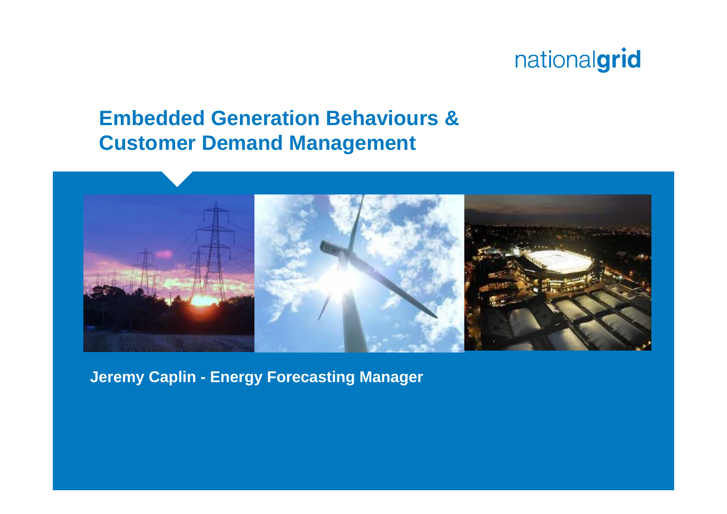nationalgrid

# Embedded Generation Behaviours & Customer Demand Management

**Jeremy Caplin - Energy Forecasting Manager**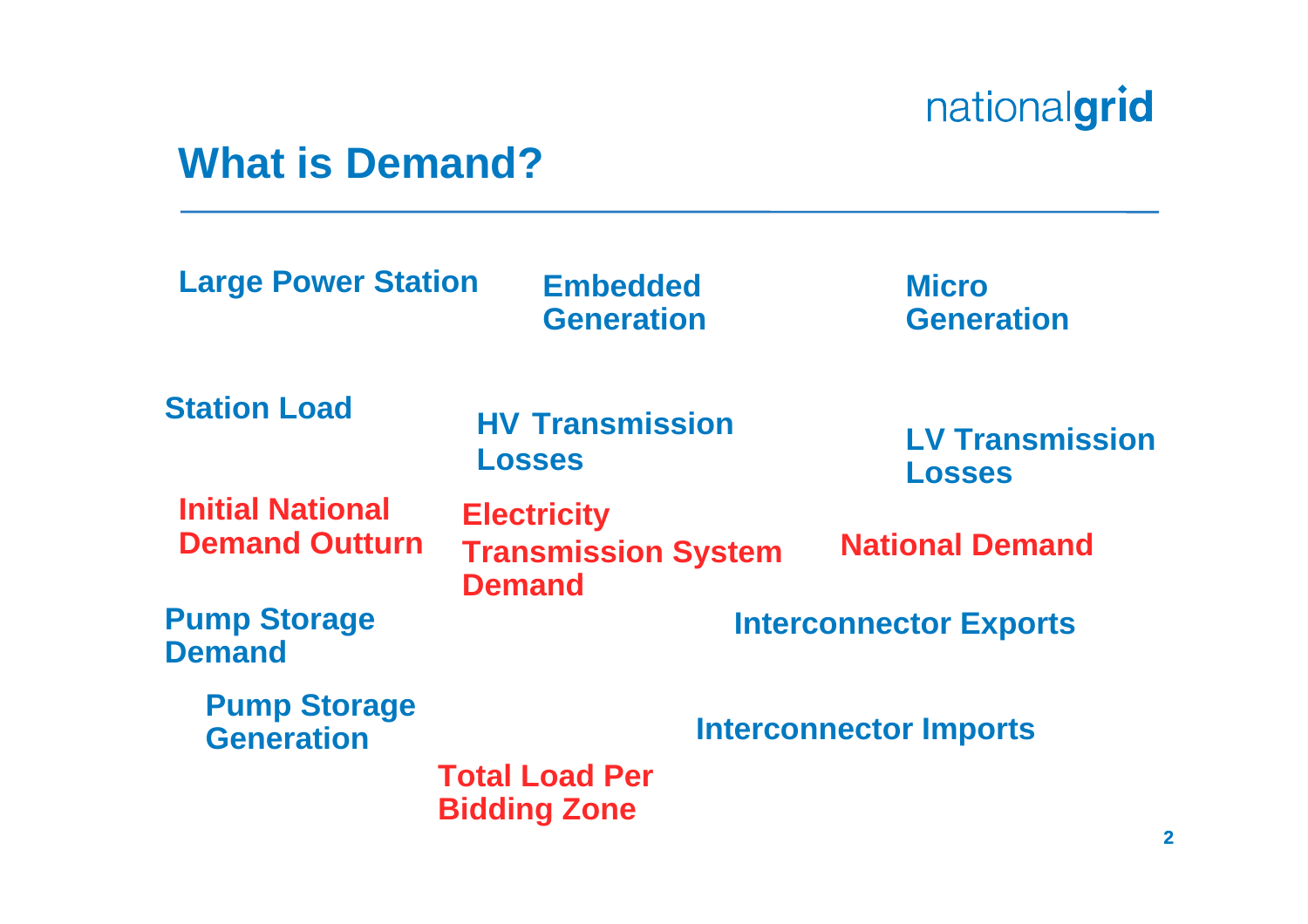# What is Demand?

Large Power Station

Embedded Generation

Micro Generation

Station Load

HV Transmission Losses

LV Transmission Losses

Initial National Demand Outturn

Electricity Transmission System Demand

National Demand

Pump Storage Demand

Interconnector Exports

Pump Storage Generation

Interconnector Imports

Total Load Per Bidding Zone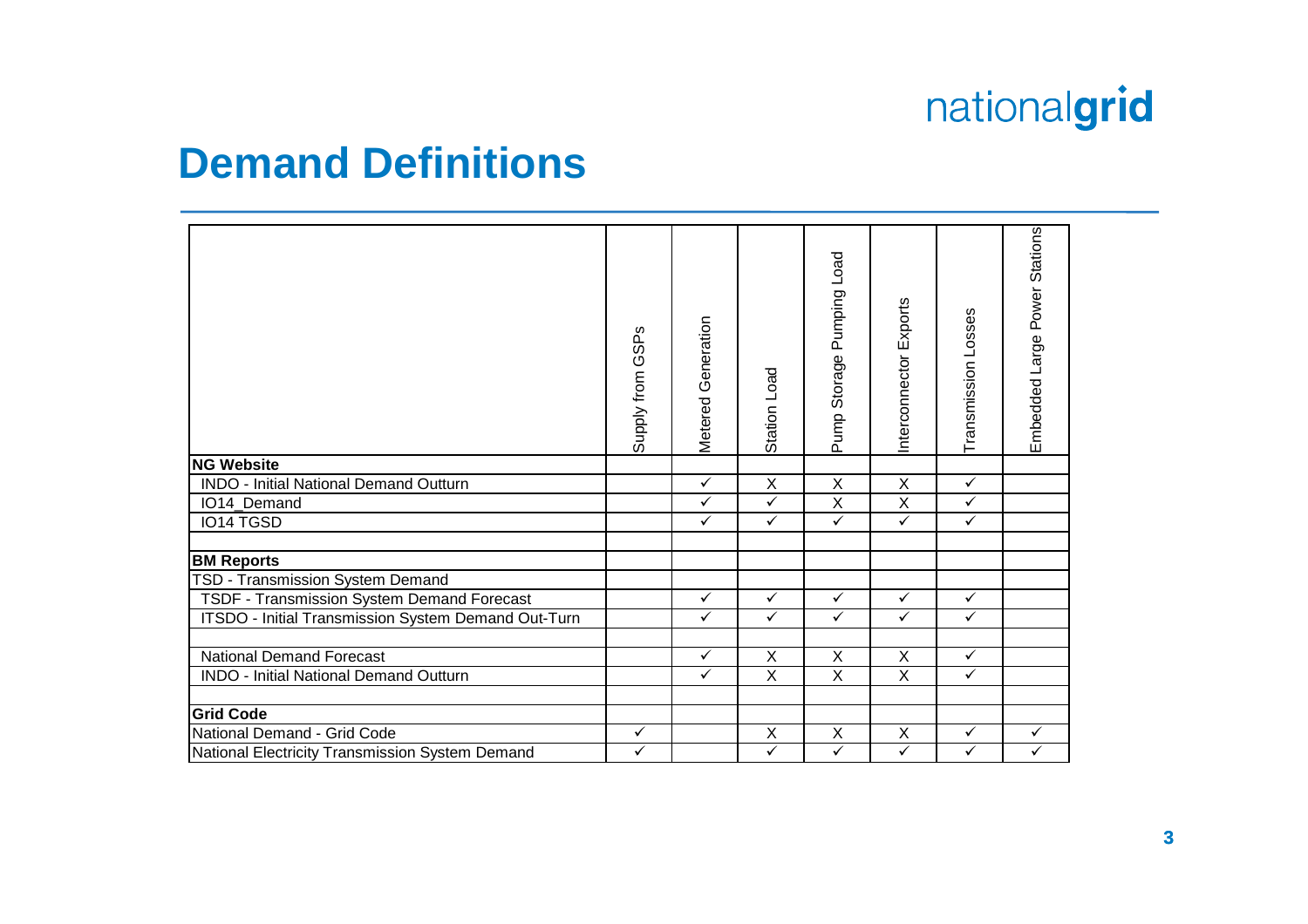# Demand Definitions

| | Supply from GSPs | Metered Generation | Station Load | Pump Storage Pumping Load | Interconnector Exports | Transmission Losses | Embedded Large Power Stations |
|---|---|---|---|---|---|---|---|
| **NG Website** | | | | | | | |
| INDO - Initial National Demand Outturn | | ✓ | X | X | X | ✓ | |
| IO14_Demand | | ✓ | ✓ | X | X | ✓ | |
| IO14 TGSD | | ✓ | ✓ | ✓ | ✓ | ✓ | |
| | | | | | | | |
| **BM Reports** | | | | | | | |
| TSD - Transmission System Demand | | | | | | | |
| TSDF - Transmission System Demand Forecast | | ✓ | ✓ | ✓ | ✓ | ✓ | |
| ITSDO - Initial Transmission System Demand Out-Turn | | ✓ | ✓ | ✓ | ✓ | ✓ | |
| | | | | | | | |
| National Demand Forecast | | ✓ | X | X | X | ✓ | |
| INDO - Initial National Demand Outturn | | ✓ | X | X | X | ✓ | |
| | | | | | | | |
| **Grid Code** | | | | | | | |
| National Demand - Grid Code | ✓ | | X | X | X | ✓ | ✓ |
| National Electricity Transmission System Demand | ✓ | | ✓ | ✓ | ✓ | ✓ | ✓ |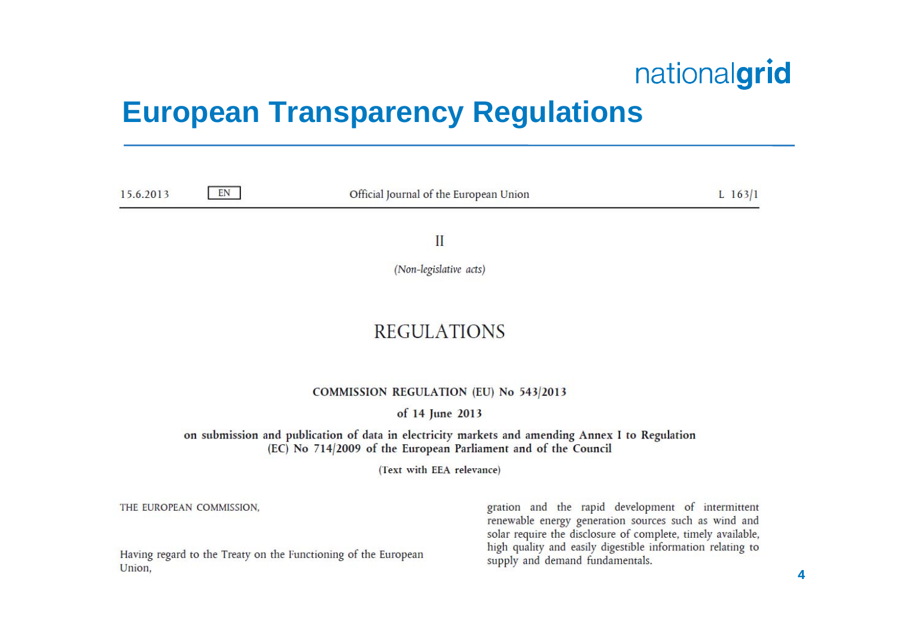# European Transparency Regulations

15.6.2013 | EN | Official Journal of the European Union | L 163/1

II

*(Non-legislative acts)*

## REGULATIONS

### COMMISSION REGULATION (EU) No 543/2013

**of 14 June 2013**

**on submission and publication of data in electricity markets and amending Annex I to Regulation (EC) No 714/2009 of the European Parliament and of the Council**

(Text with EEA relevance)

THE EUROPEAN COMMISSION,

Having regard to the Treaty on the Functioning of the European Union,

gration and the rapid development of intermittent renewable energy generation sources such as wind and solar require the disclosure of complete, timely available, high quality and easily digestible information relating to supply and demand fundamentals.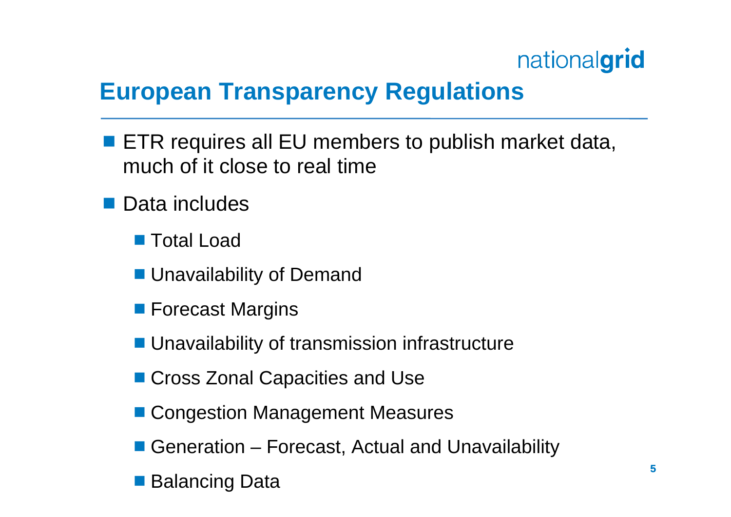# European Transparency Regulations

- ETR requires all EU members to publish market data, much of it close to real time
- Data includes
  - Total Load
  - Unavailability of Demand
  - Forecast Margins
  - Unavailability of transmission infrastructure
  - Cross Zonal Capacities and Use
  - Congestion Management Measures
  - Generation – Forecast, Actual and Unavailability
  - Balancing Data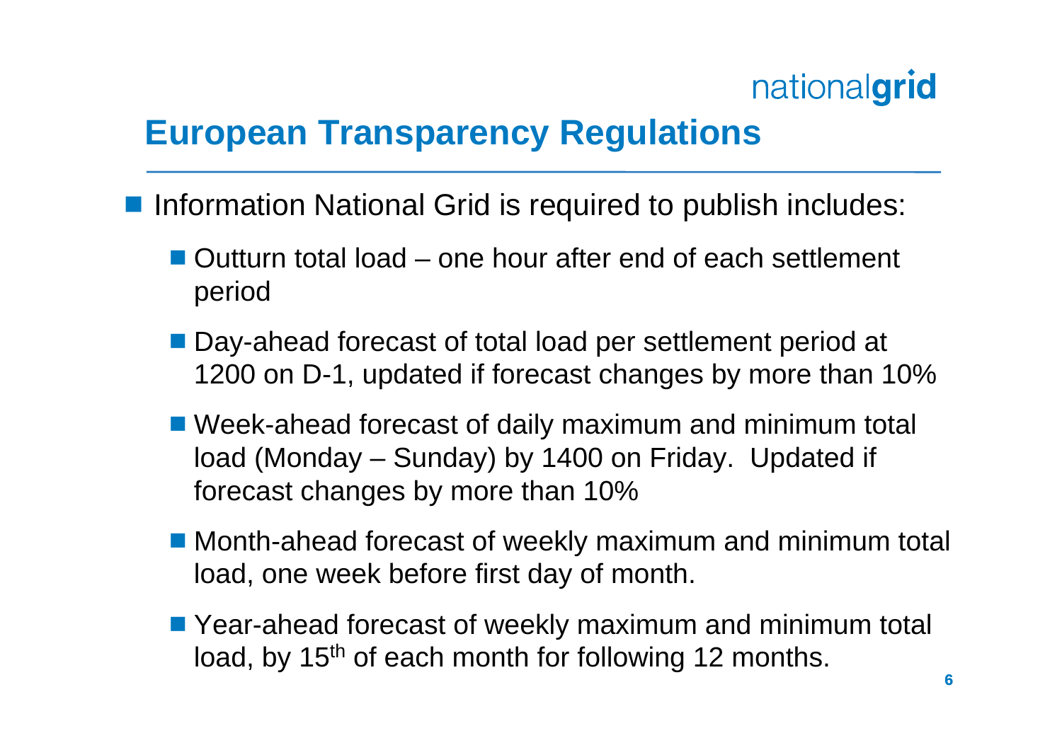# European Transparency Regulations

- Information National Grid is required to publish includes:
  - Outturn total load – one hour after end of each settlement period
  - Day-ahead forecast of total load per settlement period at 1200 on D-1, updated if forecast changes by more than 10%
  - Week-ahead forecast of daily maximum and minimum total load (Monday – Sunday) by 1400 on Friday. Updated if forecast changes by more than 10%
  - Month-ahead forecast of weekly maximum and minimum total load, one week before first day of month.
  - Year-ahead forecast of weekly maximum and minimum total load, by 15th of each month for following 12 months.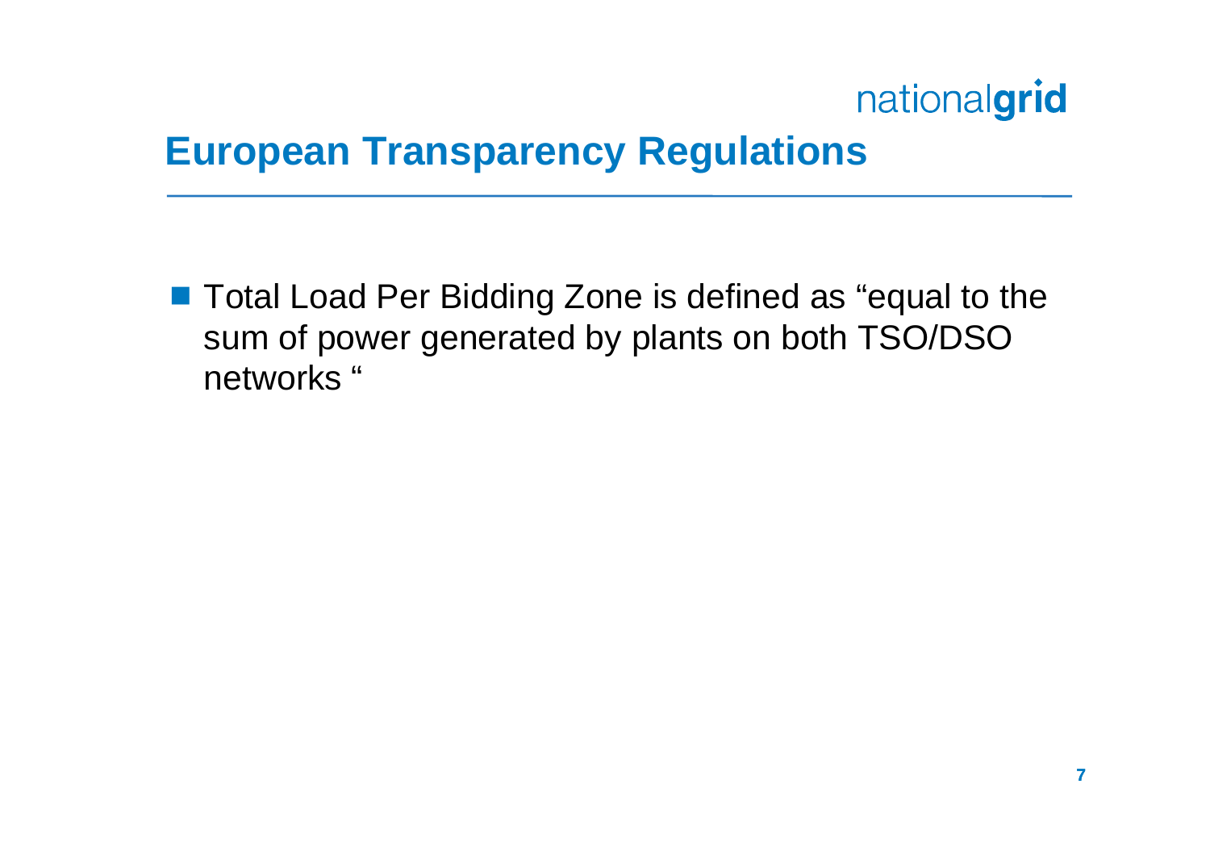# European Transparency Regulations

- Total Load Per Bidding Zone is defined as "equal to the sum of power generated by plants on both TSO/DSO networks "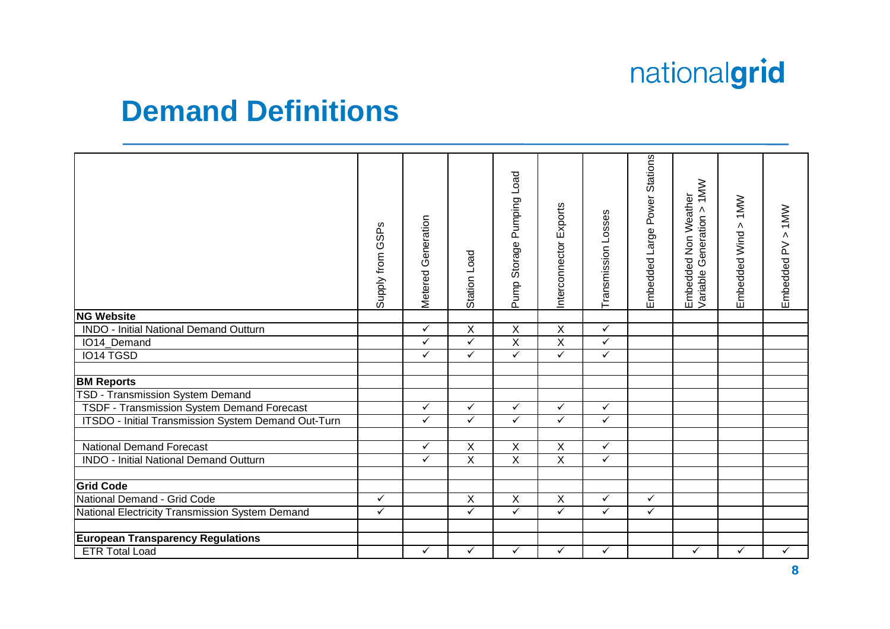# Demand Definitions

| | Supply from GSPs | Metered Generation | Station Load | Pump Storage Pumping Load | Interconnector Exports | Transmission Losses | Embedded Large Power Stations | Embedded Non Weather Variable Generation > 1MW | Embedded Wind > 1MW | Embedded PV > 1MW |
|---|---|---|---|---|---|---|---|---|---|---|
| **NG Website** | | | | | | | | | | |
| INDO - Initial National Demand Outturn | | ✓ | X | X | X | ✓ | | | | |
| IO14_Demand | | ✓ | ✓ | X | X | ✓ | | | | |
| IO14 TGSD | | ✓ | ✓ | ✓ | ✓ | ✓ | | | | |
| | | | | | | | | | | |
| **BM Reports** | | | | | | | | | | |
| TSD - Transmission System Demand | | | | | | | | | | |
| TSDF - Transmission System Demand Forecast | | ✓ | ✓ | ✓ | ✓ | ✓ | | | | |
| ITSDO - Initial Transmission System Demand Out-Turn | | ✓ | ✓ | ✓ | ✓ | ✓ | | | | |
| | | | | | | | | | | |
| National Demand Forecast | | ✓ | X | X | X | ✓ | | | | |
| INDO - Initial National Demand Outturn | | ✓ | X | X | X | ✓ | | | | |
| | | | | | | | | | | |
| **Grid Code** | | | | | | | | | | |
| National Demand - Grid Code | ✓ | | X | X | X | ✓ | ✓ | | | |
| National Electricity Transmission System Demand | ✓ | | ✓ | ✓ | ✓ | ✓ | ✓ | | | |
| | | | | | | | | | | |
| **European Transparency Regulations** | | | | | | | | | | |
| ETR Total Load | | ✓ | ✓ | ✓ | ✓ | ✓ | | ✓ | ✓ | ✓ |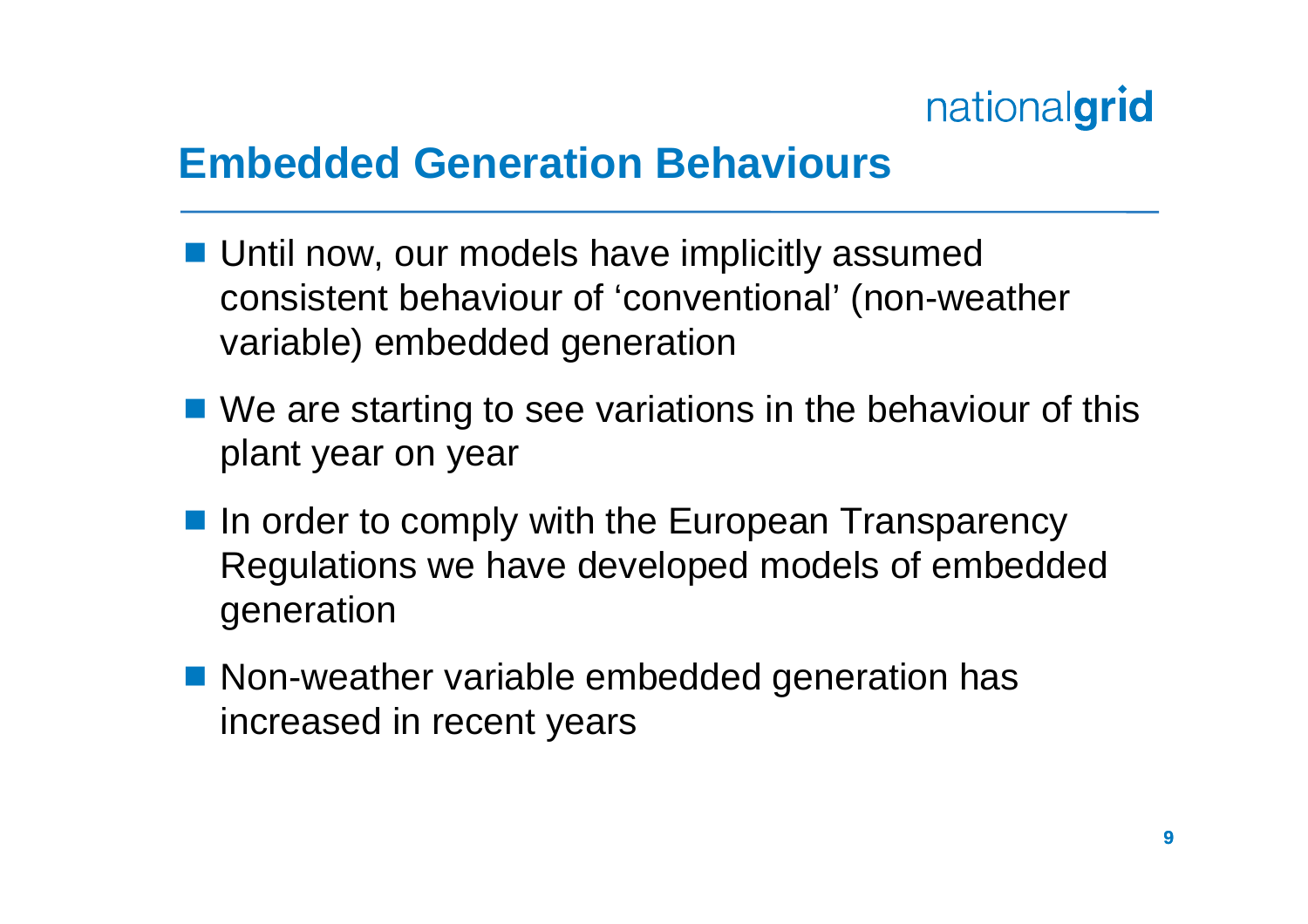## Embedded Generation Behaviours

- Until now, our models have implicitly assumed consistent behaviour of ‘conventional’ (non-weather variable) embedded generation
- We are starting to see variations in the behaviour of this plant year on year
- In order to comply with the European Transparency Regulations we have developed models of embedded generation
- Non-weather variable embedded generation has increased in recent years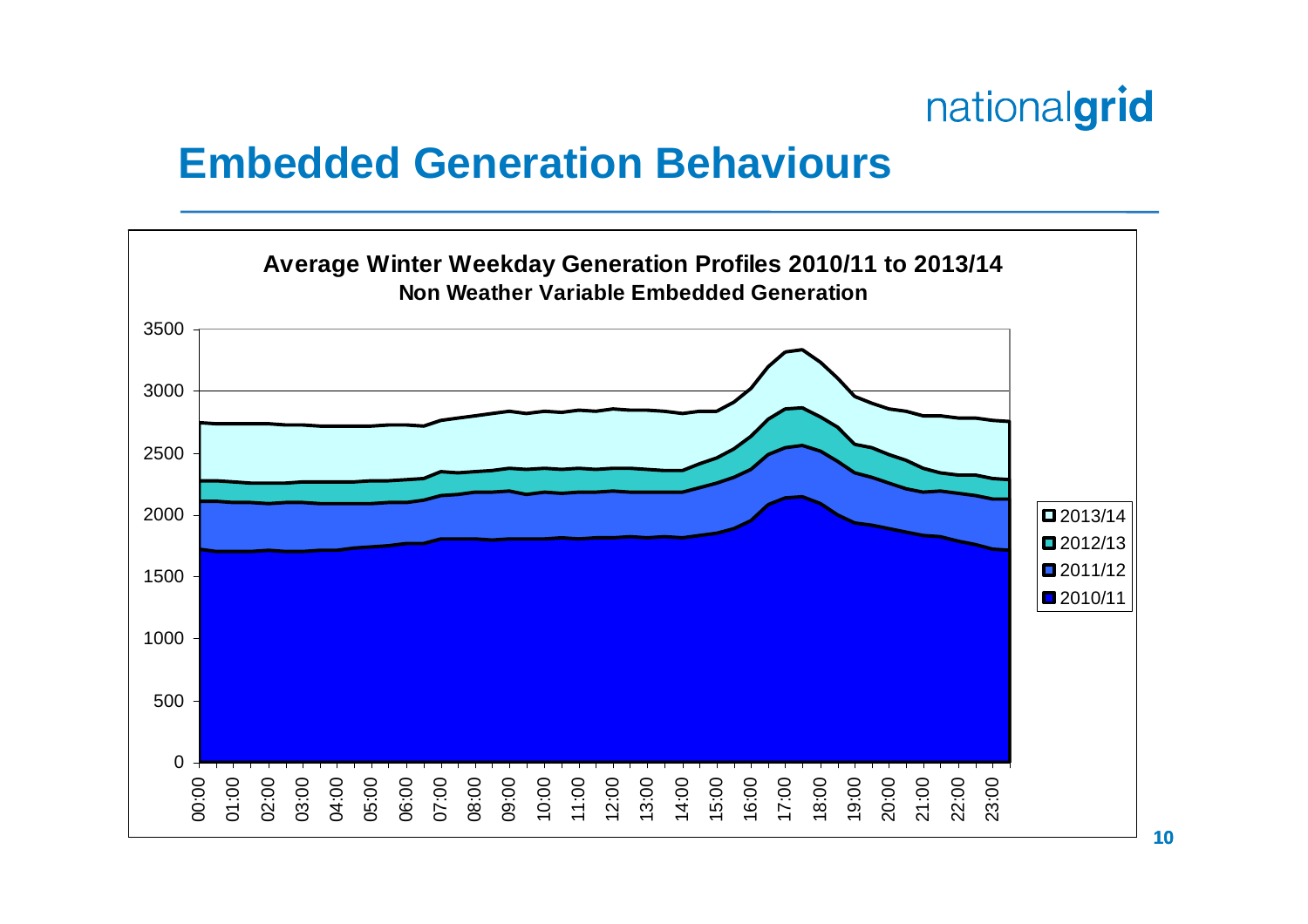# Embedded Generation Behaviours

**Average Winter Weekday Generation Profiles 2010/11 to 2013/14**
**Non Weather Variable Embedded Generation**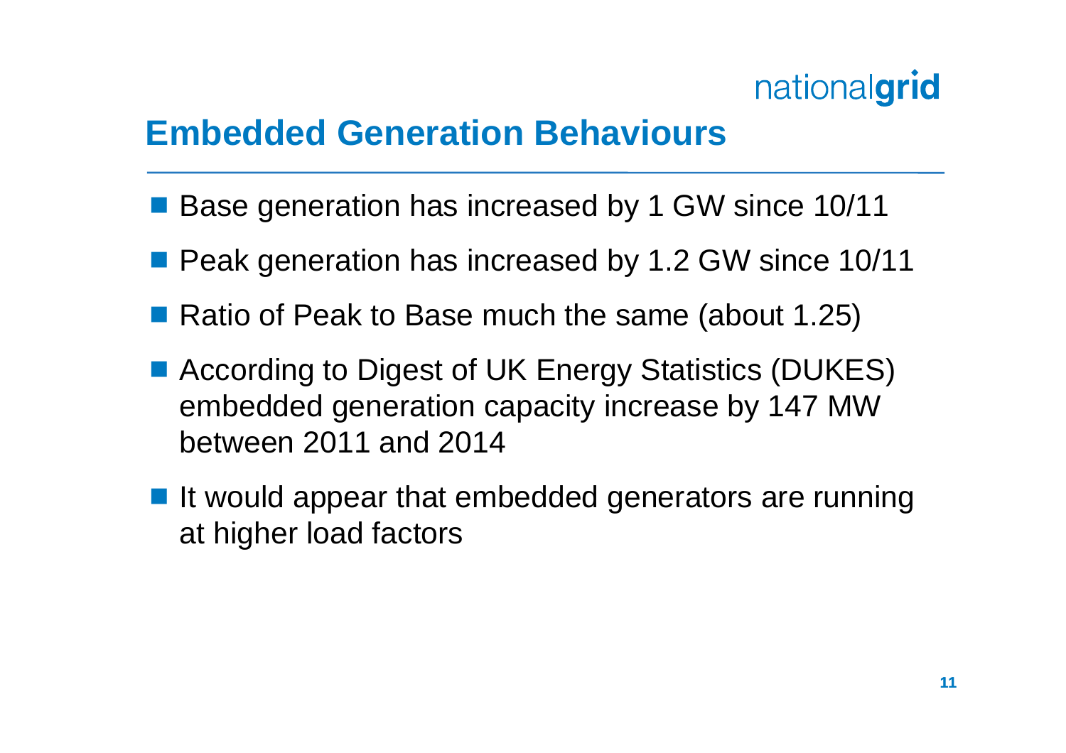# Embedded Generation Behaviours

- Base generation has increased by 1 GW since 10/11
- Peak generation has increased by 1.2 GW since 10/11
- Ratio of Peak to Base much the same (about 1.25)
- According to Digest of UK Energy Statistics (DUKES) embedded generation capacity increase by 147 MW between 2011 and 2014
- It would appear that embedded generators are running at higher load factors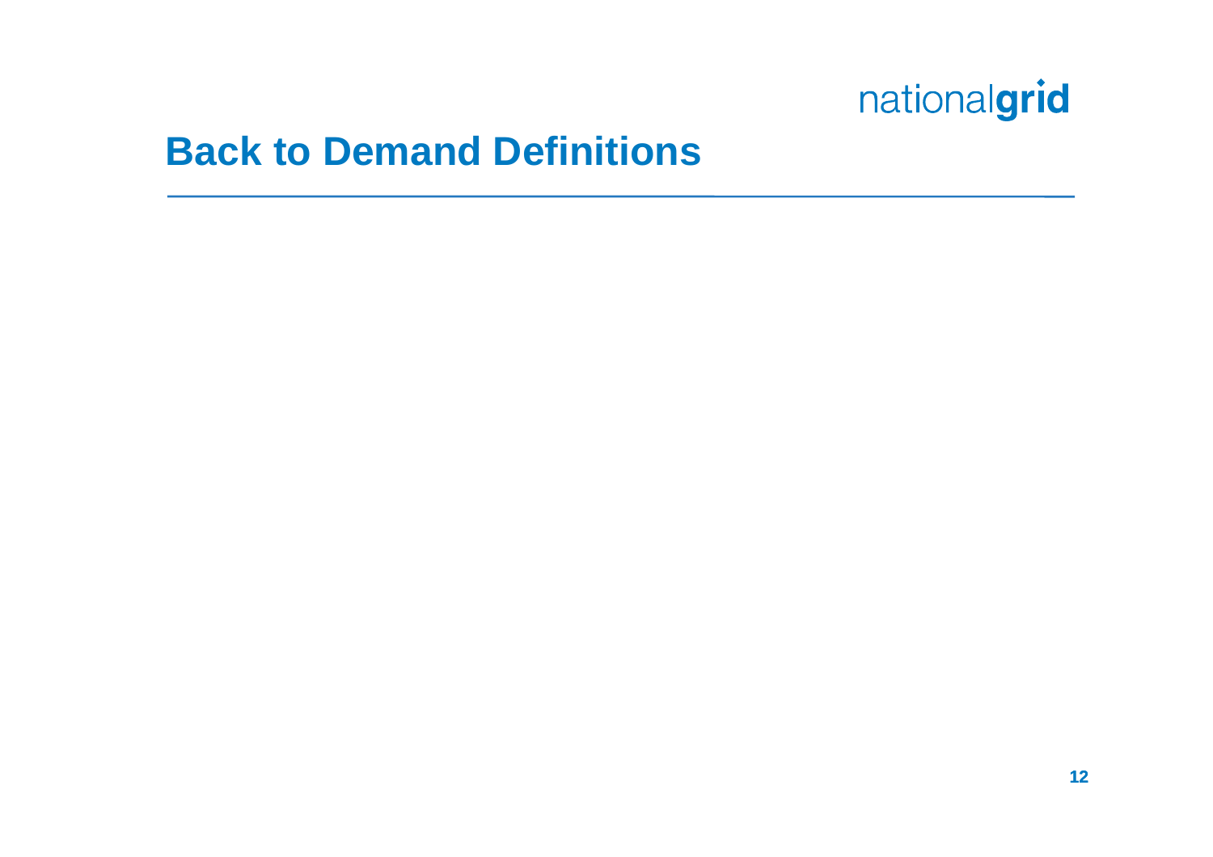# Back to Demand Definitions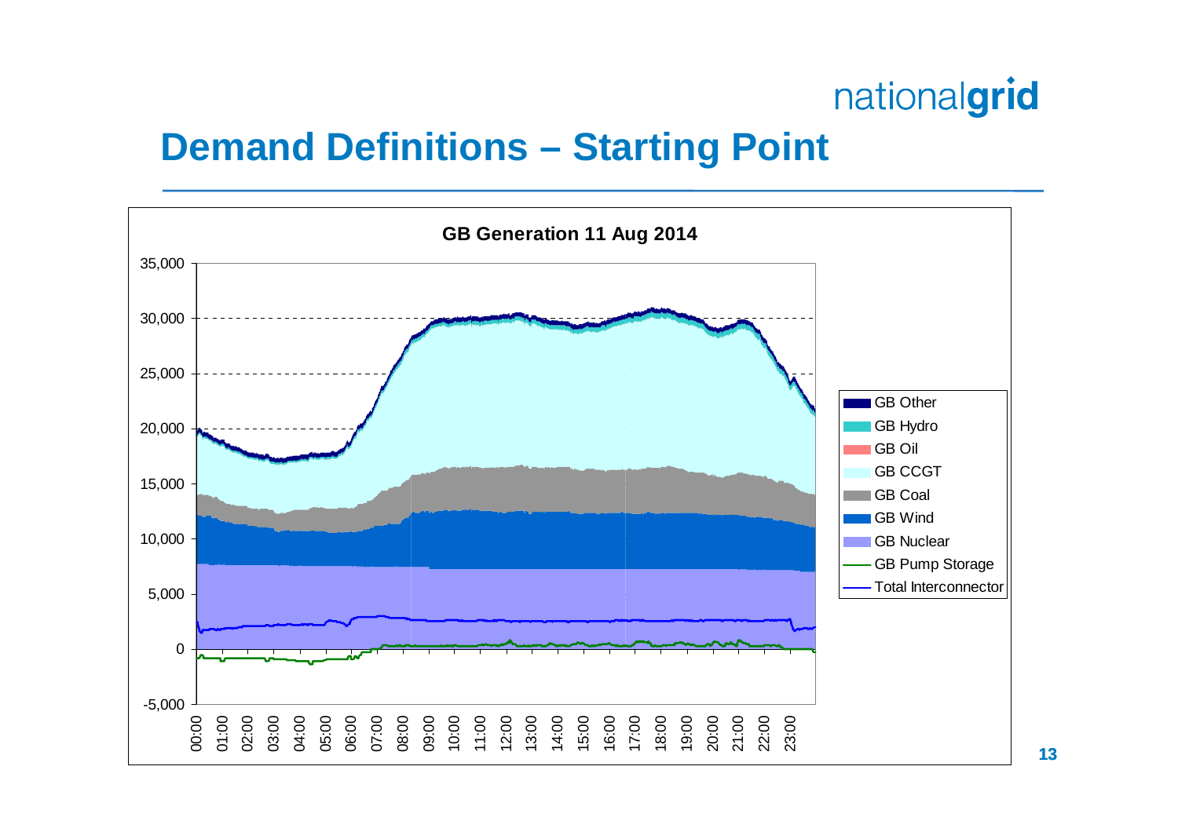# Demand Definitions – Starting Point

**GB Generation 11 Aug 2014**

- GB Other
- GB Hydro
- GB Oil
- GB CCGT
- GB Coal
- GB Wind
- GB Nuclear
- GB Pump Storage
- Total Interconnector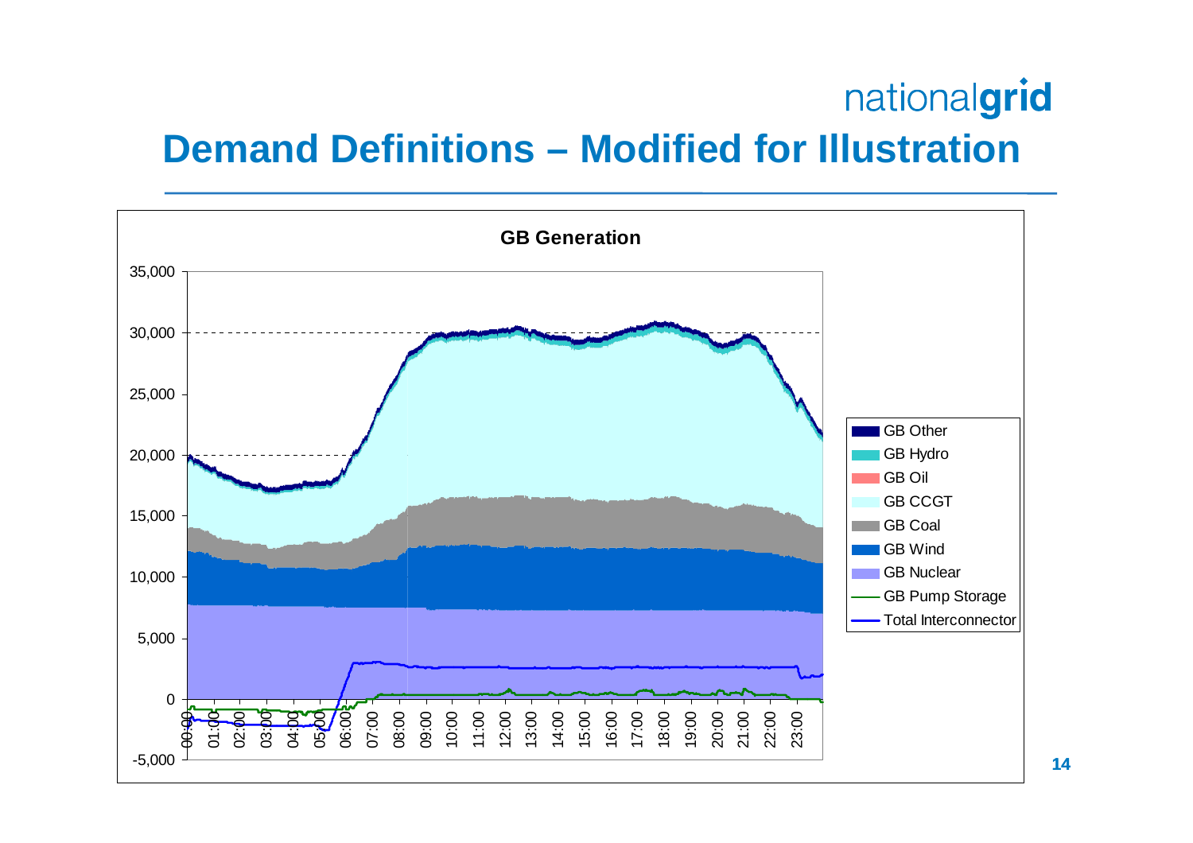# Demand Definitions – Modified for Illustration

**GB Generation**

Y-axis: -5,000 to 35,000 (0, 5,000, 10,000, 15,000, 20,000, 25,000, 30,000, 35,000)

X-axis: 00:00, 01:00, 02:00, 03:00, 04:00, 05:00, 06:00, 07:00, 08:00, 09:00, 10:00, 11:00, 12:00, 13:00, 14:00, 15:00, 16:00, 17:00, 18:00, 19:00, 20:00, 21:00, 22:00, 23:00

Legend:
- GB Other
- GB Hydro
- GB Oil
- GB CCGT
- GB Coal
- GB Wind
- GB Nuclear
- GB Pump Storage
- Total Interconnector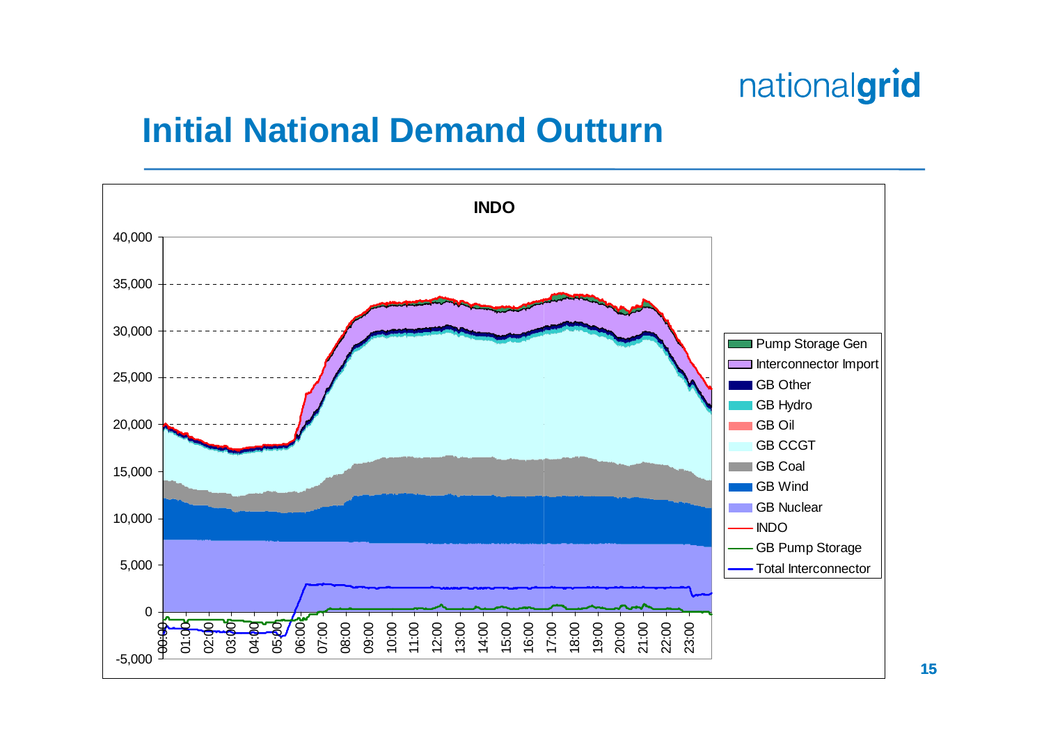# Initial National Demand Outturn

**INDO**

Legend: Pump Storage Gen, Interconnector Import, GB Other, GB Hydro, GB Oil, GB CCGT, GB Coal, GB Wind, GB Nuclear, INDO, GB Pump Storage, Total Interconnector

Y-axis: -5,000 to 40,000

X-axis: 00:00 to 23:00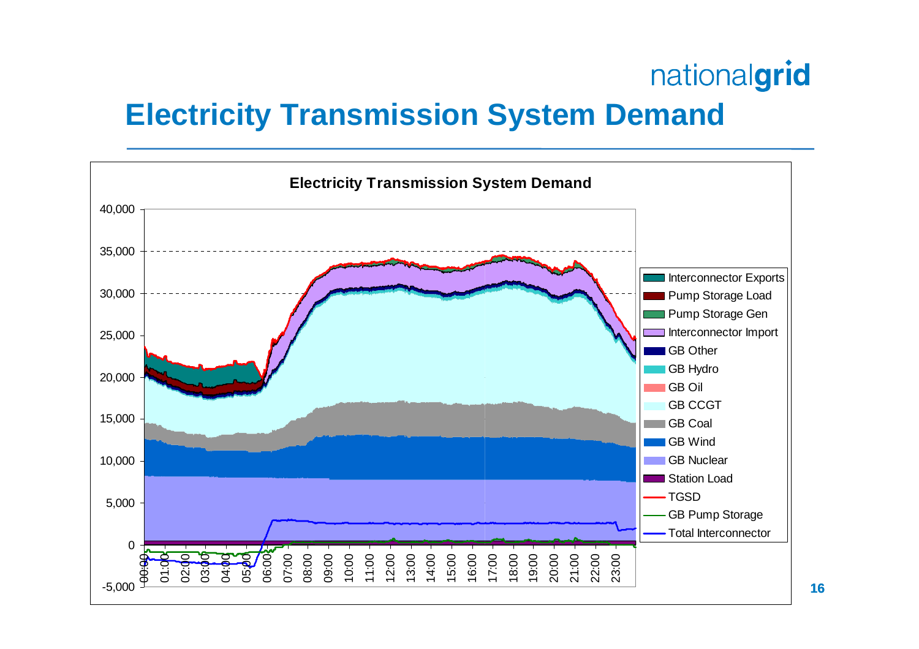# Electricity Transmission System Demand

**Electricity Transmission System Demand**

40,000
35,000
30,000
25,000
20,000
15,000
10,000
5,000
0
-5,000

00:00 01:00 02:00 03:00 04:00 05:00 06:00 07:00 08:00 09:00 10:00 11:00 12:00 13:00 14:00 15:00 16:00 17:00 18:00 19:00 20:00 21:00 22:00 23:00

- Interconnector Exports
- Pump Storage Load
- Pump Storage Gen
- Interconnector Import
- GB Other
- GB Hydro
- GB Oil
- GB CCGT
- GB Coal
- GB Wind
- GB Nuclear
- Station Load
- TGSD
- GB Pump Storage
- Total Interconnector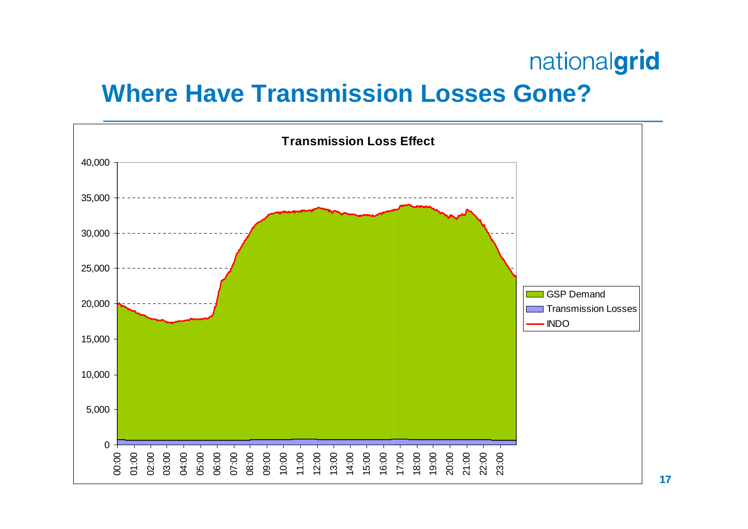# Where Have Transmission Losses Gone?

**Transmission Loss Effect**

Y-axis: 0, 5,000, 10,000, 15,000, 20,000, 25,000, 30,000, 35,000, 40,000

X-axis: 00:00, 01:00, 02:00, 03:00, 04:00, 05:00, 06:00, 07:00, 08:00, 09:00, 10:00, 11:00, 12:00, 13:00, 14:00, 15:00, 16:00, 17:00, 18:00, 19:00, 20:00, 21:00, 22:00, 23:00

Legend:
- GSP Demand
- Transmission Losses
- INDO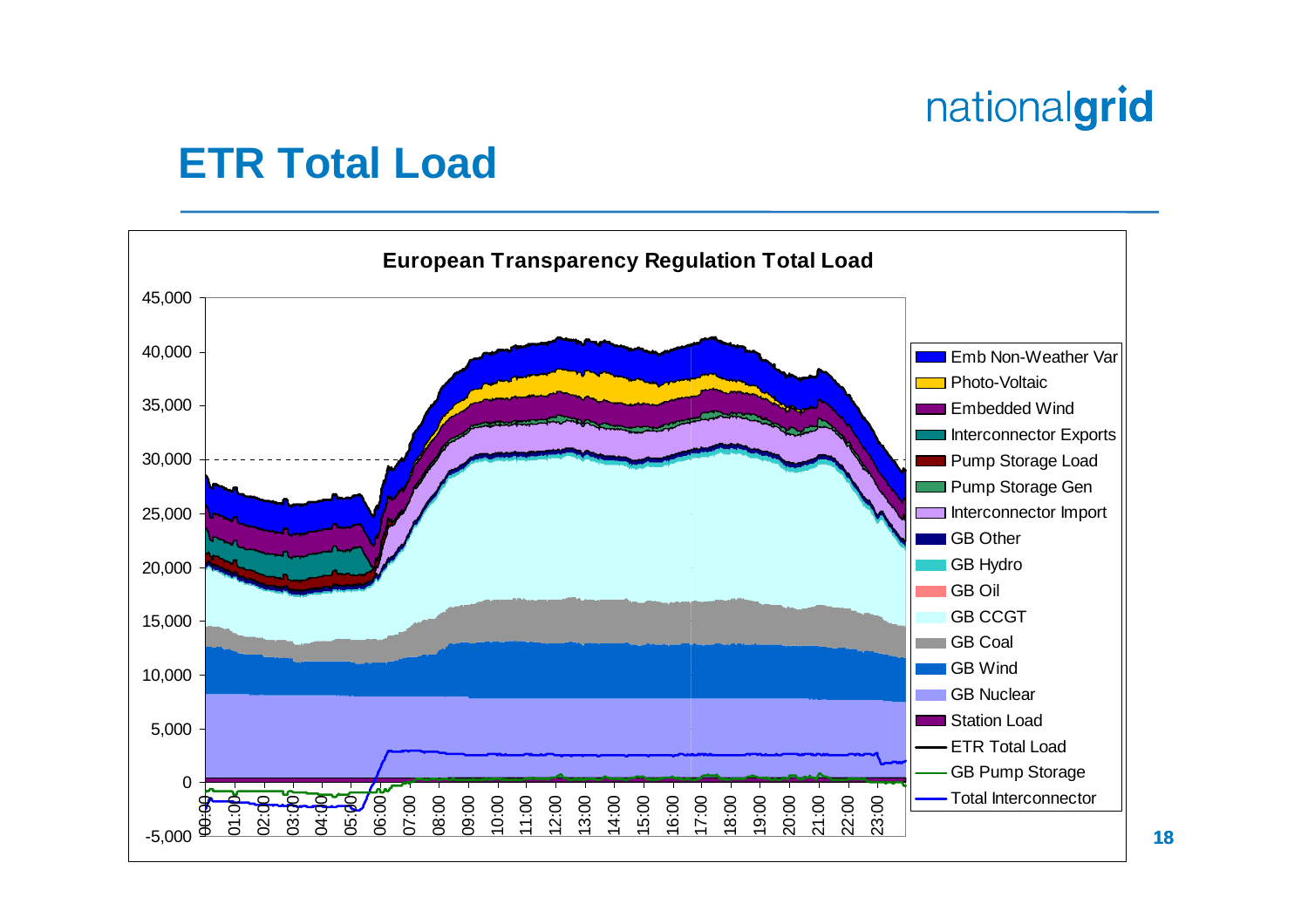# ETR Total Load

**European Transparency Regulation Total Load**

Y-axis: -5,000 to 45,000

X-axis: 00:00 to 23:00

Legend:
- Emb Non-Weather Var
- Photo-Voltaic
- Embedded Wind
- Interconnector Exports
- Pump Storage Load
- Pump Storage Gen
- Interconnector Import
- GB Other
- GB Hydro
- GB Oil
- GB CCGT
- GB Coal
- GB Wind
- GB Nuclear
- Station Load
- ETR Total Load
- GB Pump Storage
- Total Interconnector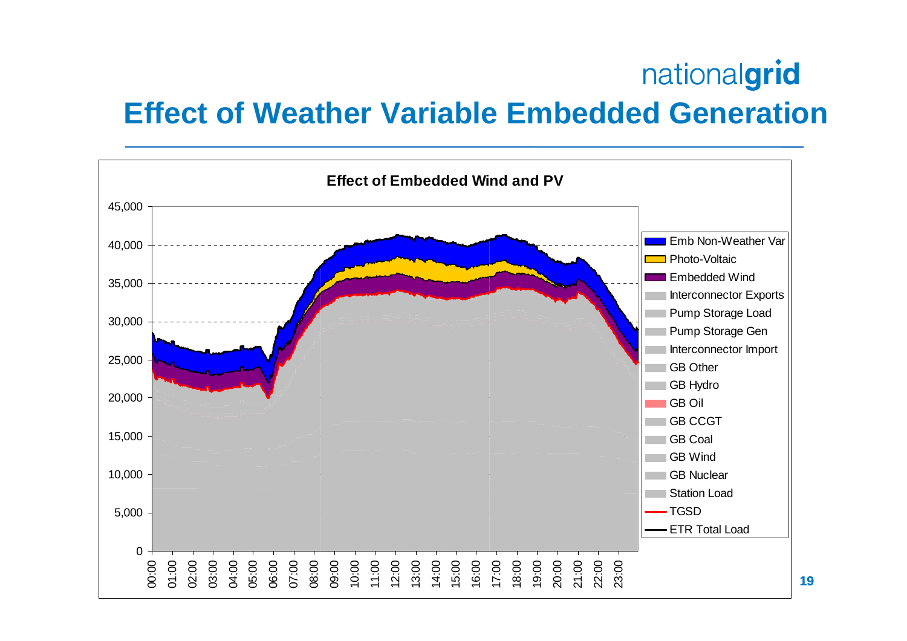# Effect of Weather Variable Embedded Generation

**Effect of Embedded Wind and PV**

Legend: Emb Non-Weather Var, Photo-Voltaic, Embedded Wind, Interconnector Exports, Pump Storage Load, Pump Storage Gen, Interconnector Import, GB Other, GB Hydro, GB Oil, GB CCGT, GB Coal, GB Wind, GB Nuclear, Station Load, TGSD, ETR Total Load

Y-axis: 0 to 45,000 (in steps of 5,000)

X-axis: 00:00 to 23:00 (hourly)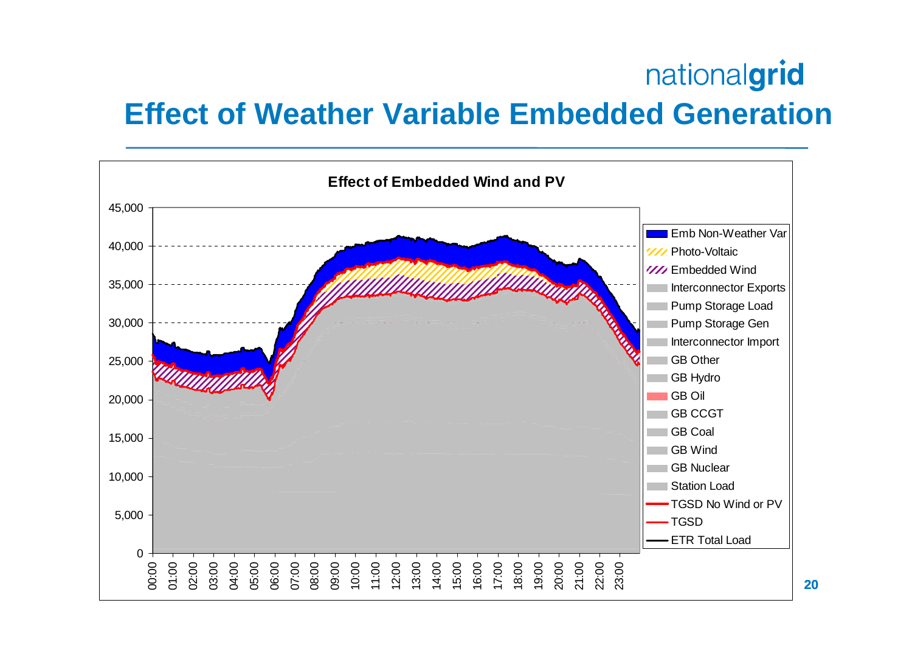# Effect of Weather Variable Embedded Generation

**Effect of Embedded Wind and PV**

Y-axis: 0, 5,000, 10,000, 15,000, 20,000, 25,000, 30,000, 35,000, 40,000, 45,000

X-axis: 00:00, 01:00, 02:00, 03:00, 04:00, 05:00, 06:00, 07:00, 08:00, 09:00, 10:00, 11:00, 12:00, 13:00, 14:00, 15:00, 16:00, 17:00, 18:00, 19:00, 20:00, 21:00, 22:00, 23:00

Legend:

- Emb Non-Weather Var
- Photo-Voltaic
- Embedded Wind
- Interconnector Exports
- Pump Storage Load
- Pump Storage Gen
- Interconnector Import
- GB Other
- GB Hydro
- GB Oil
- GB CCGT
- GB Coal
- GB Wind
- GB Nuclear
- Station Load
- TGSD No Wind or PV
- TGSD
- ETR Total Load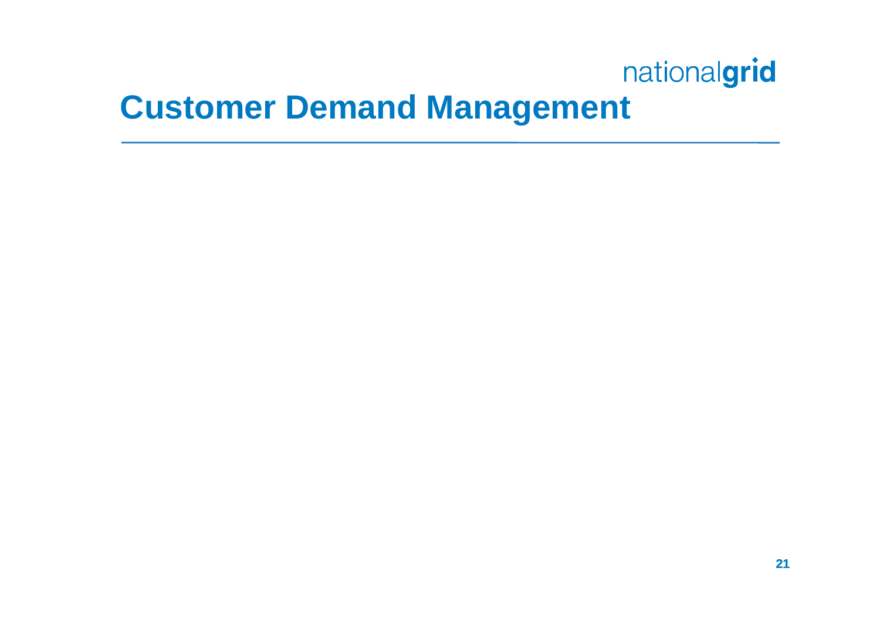# Customer Demand Management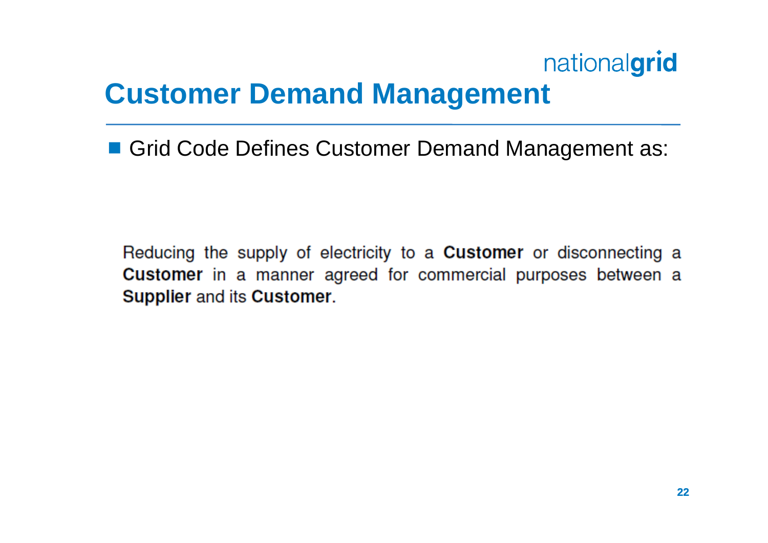# Customer Demand Management

- Grid Code Defines Customer Demand Management as:

Reducing the supply of electricity to a **Customer** or disconnecting a **Customer** in a manner agreed for commercial purposes between a **Supplier** and its **Customer**.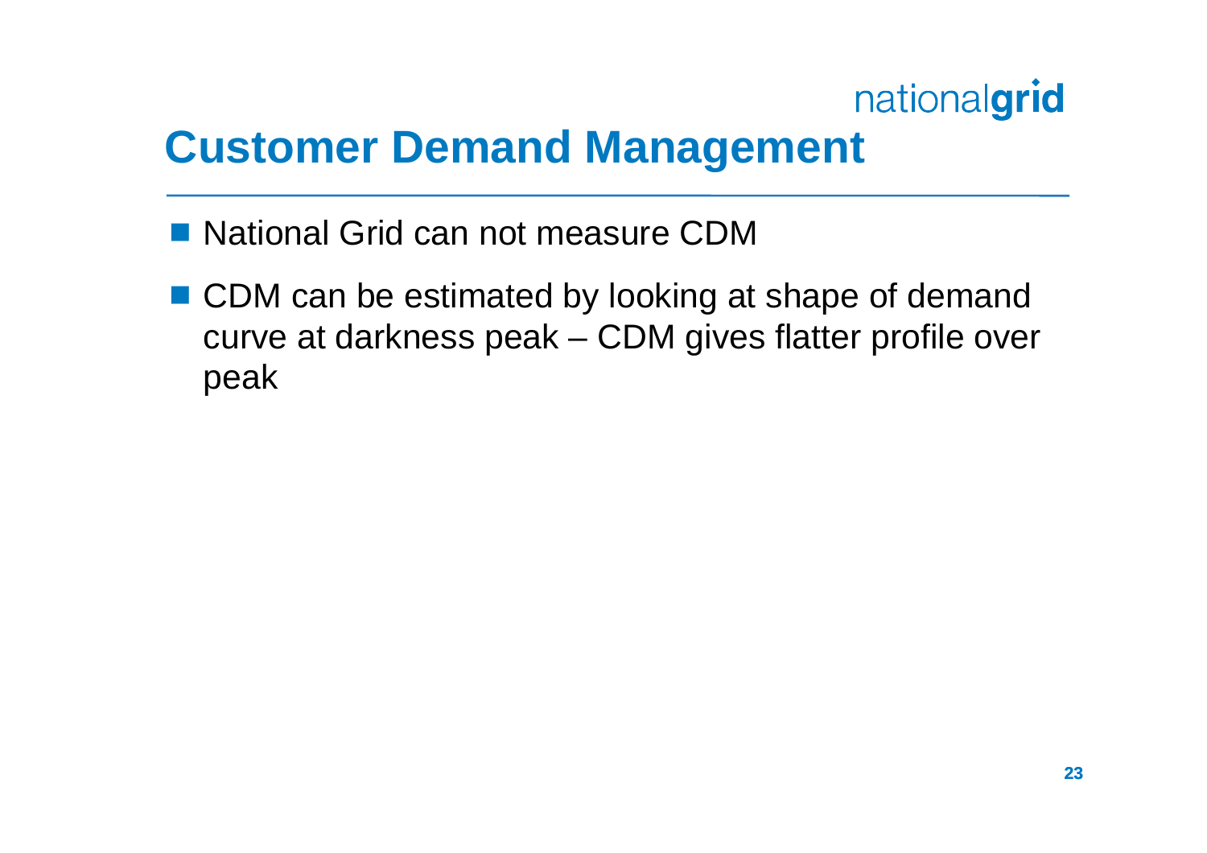# Customer Demand Management

- National Grid can not measure CDM
- CDM can be estimated by looking at shape of demand curve at darkness peak – CDM gives flatter profile over peak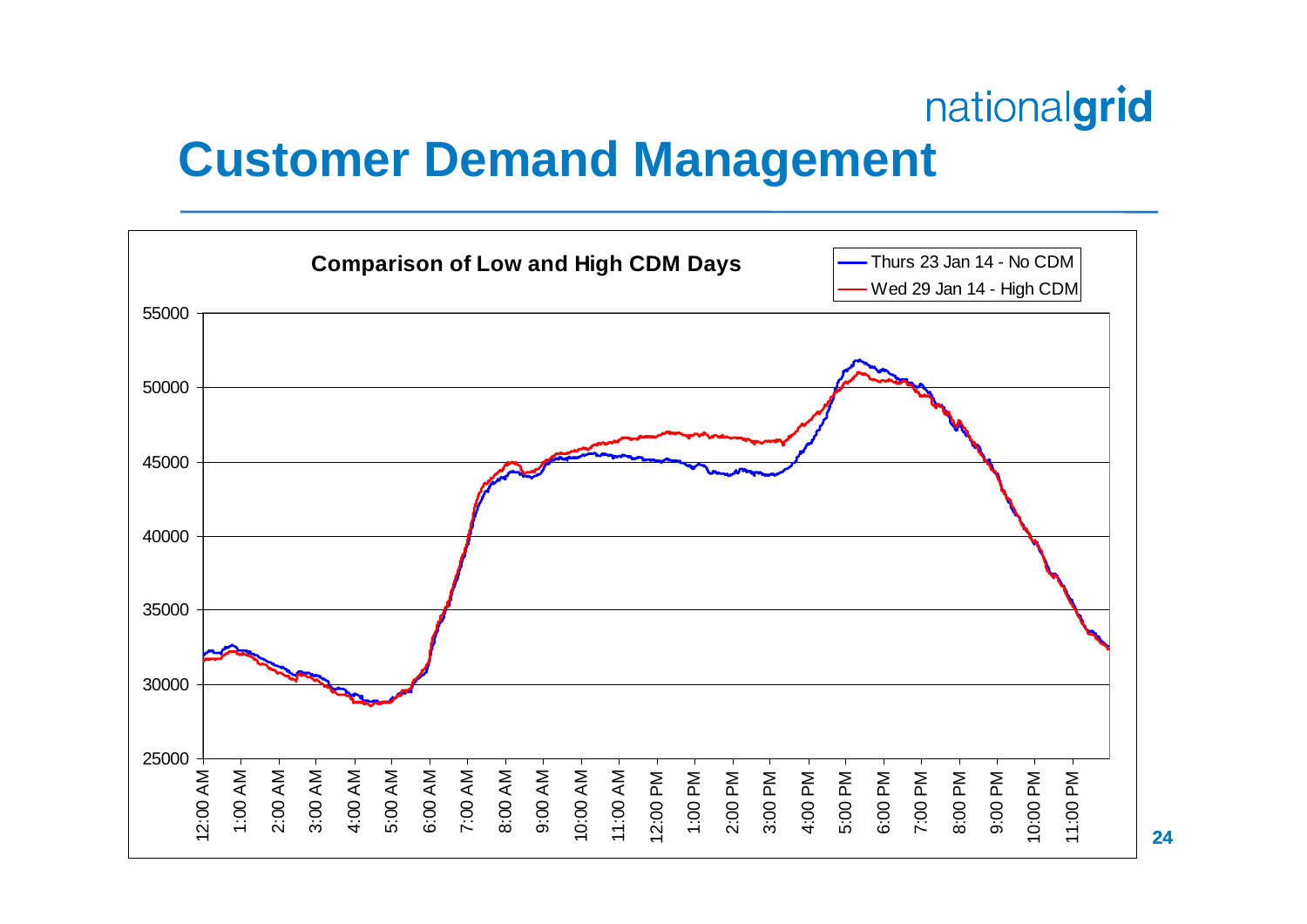# Customer Demand Management

**Comparison of Low and High CDM Days**

- Thurs 23 Jan 14 - No CDM
- Wed 29 Jan 14 - High CDM

Y-axis: 25000, 30000, 35000, 40000, 45000, 50000, 55000

X-axis: 12:00 AM, 1:00 AM, 2:00 AM, 3:00 AM, 4:00 AM, 5:00 AM, 6:00 AM, 7:00 AM, 8:00 AM, 9:00 AM, 10:00 AM, 11:00 AM, 12:00 PM, 1:00 PM, 2:00 PM, 3:00 PM, 4:00 PM, 5:00 PM, 6:00 PM, 7:00 PM, 8:00 PM, 9:00 PM, 10:00 PM, 11:00 PM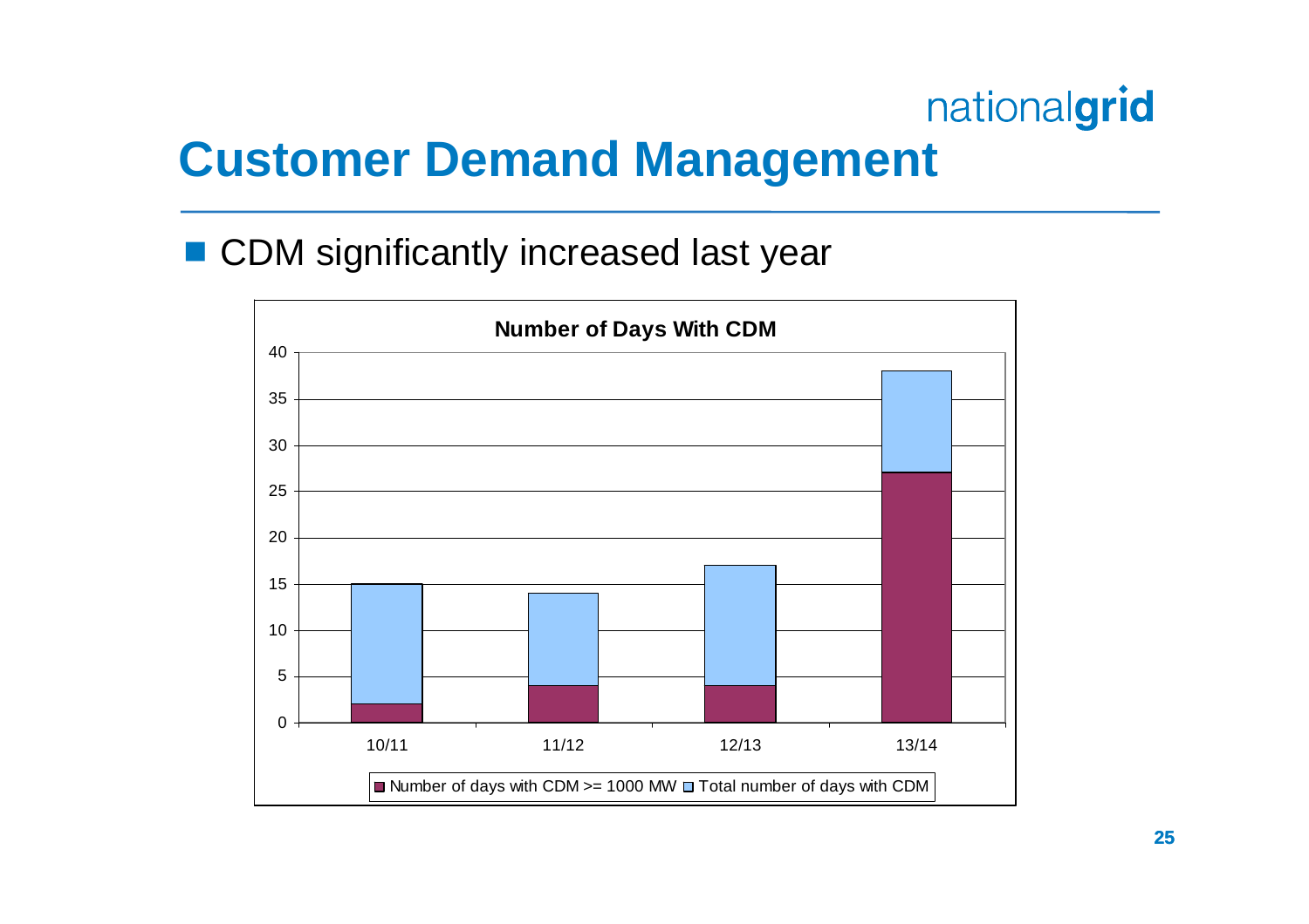# Customer Demand Management

- CDM significantly increased last year

**Number of Days With CDM**

| Year | Number of days with CDM >= 1000 MW | Total number of days with CDM |
|---|---|---|
| 10/11 | 2 | 15 |
| 11/12 | 4 | 14 |
| 12/13 | 4 | 17 |
| 13/14 | 27 | 38 |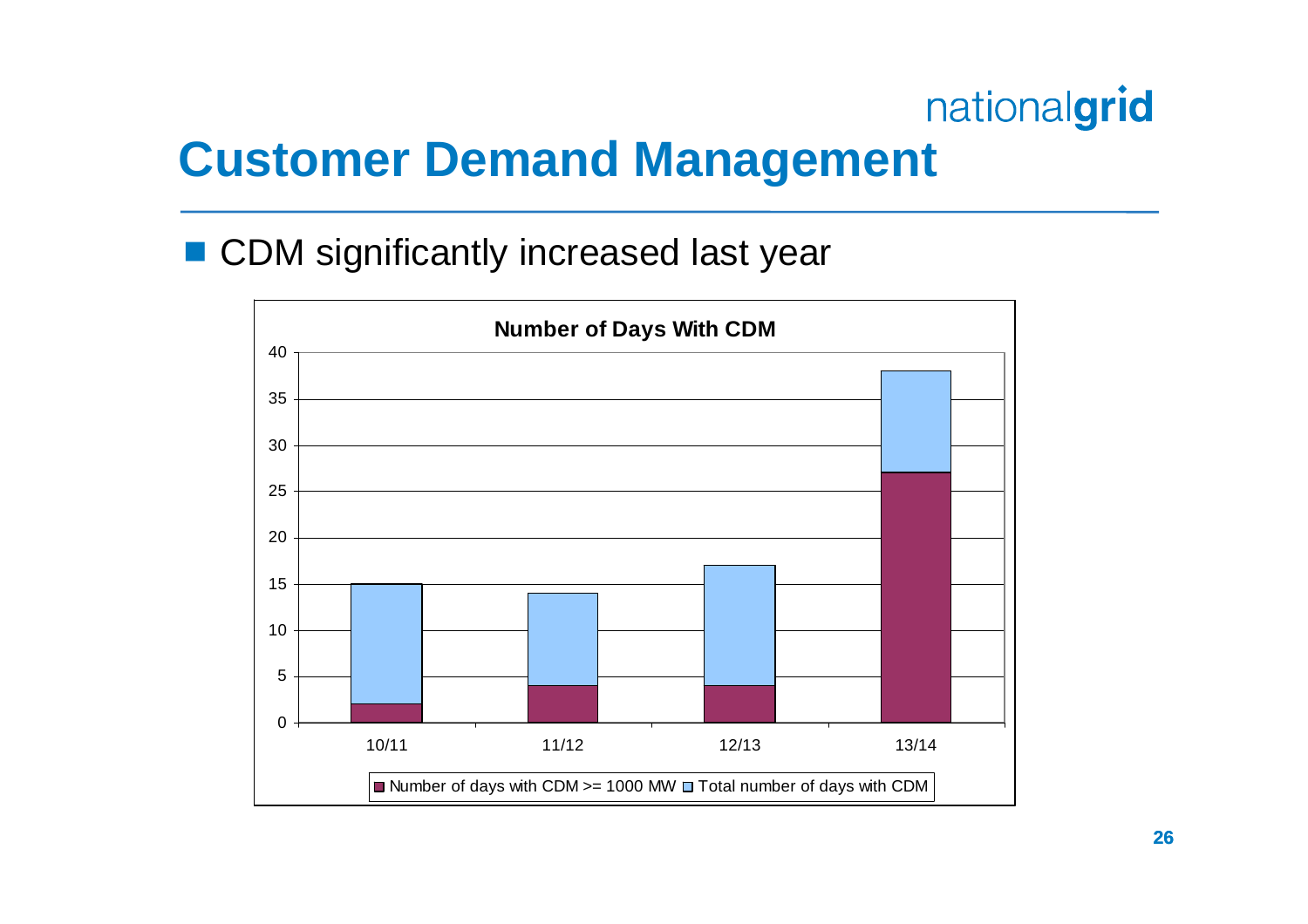# Customer Demand Management

- CDM significantly increased last year

**Number of Days With CDM**

| | 10/11 | 11/12 | 12/13 | 13/14 |
|---|---|---|---|---|
| Number of days with CDM >= 1000 MW | 2 | 4 | 4 | 27 |
| Total number of days with CDM | 15 | 14 | 17 | 38 |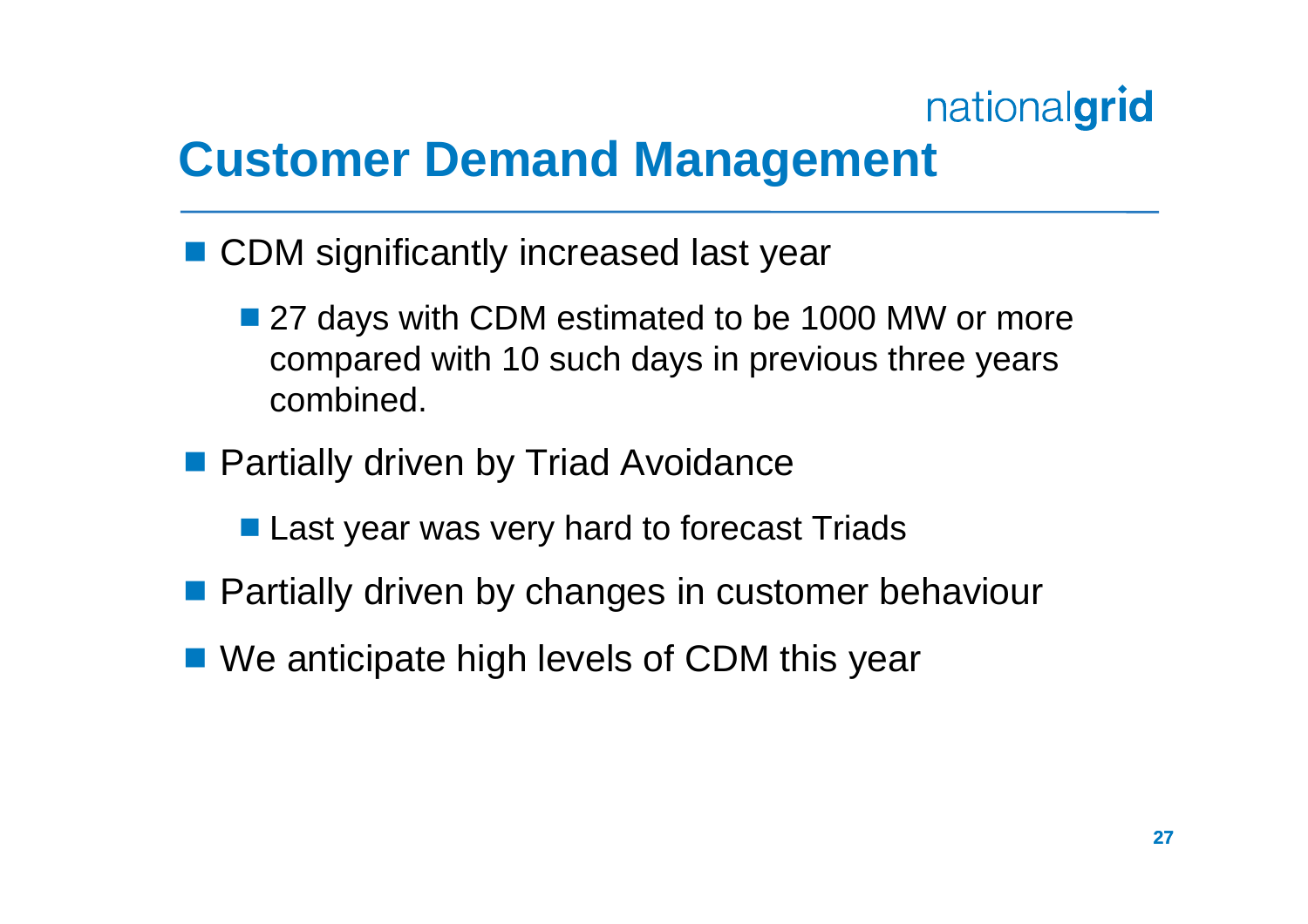# Customer Demand Management

- CDM significantly increased last year
  - 27 days with CDM estimated to be 1000 MW or more compared with 10 such days in previous three years combined.
- Partially driven by Triad Avoidance
  - Last year was very hard to forecast Triads
- Partially driven by changes in customer behaviour
- We anticipate high levels of CDM this year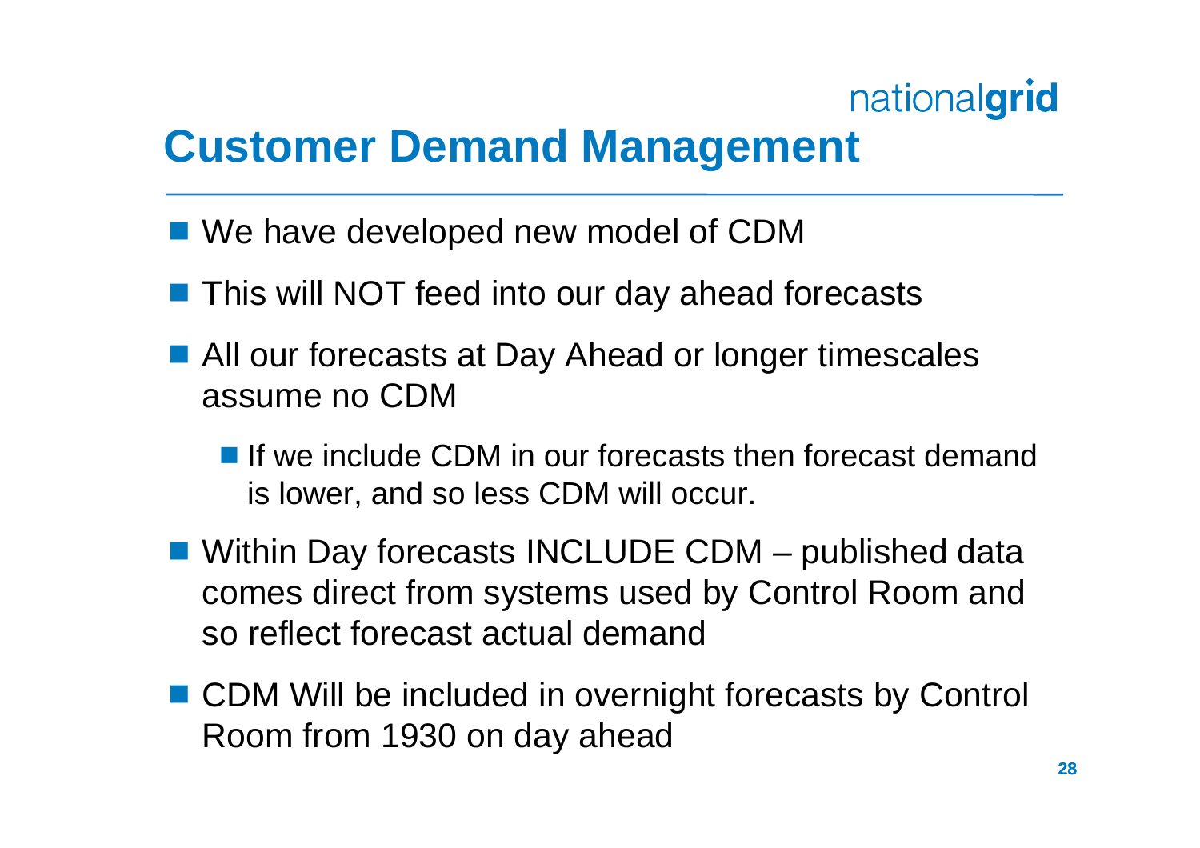# Customer Demand Management

- We have developed new model of CDM
- This will NOT feed into our day ahead forecasts
- All our forecasts at Day Ahead or longer timescales assume no CDM
  - If we include CDM in our forecasts then forecast demand is lower, and so less CDM will occur.
- Within Day forecasts INCLUDE CDM – published data comes direct from systems used by Control Room and so reflect forecast actual demand
- CDM Will be included in overnight forecasts by Control Room from 1930 on day ahead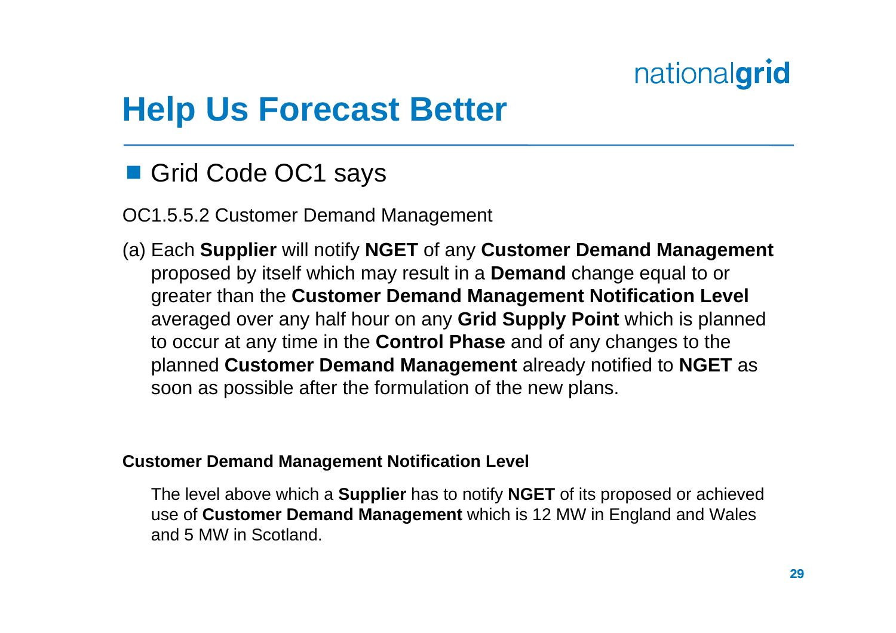# Help Us Forecast Better

- Grid Code OC1 says

OC1.5.5.2 Customer Demand Management

(a) Each **Supplier** will notify **NGET** of any **Customer Demand Management** proposed by itself which may result in a **Demand** change equal to or greater than the **Customer Demand Management Notification Level** averaged over any half hour on any **Grid Supply Point** which is planned to occur at any time in the **Control Phase** and of any changes to the planned **Customer Demand Management** already notified to **NGET** as soon as possible after the formulation of the new plans.

**Customer Demand Management Notification Level**

The level above which a **Supplier** has to notify **NGET** of its proposed or achieved use of **Customer Demand Management** which is 12 MW in England and Wales and 5 MW in Scotland.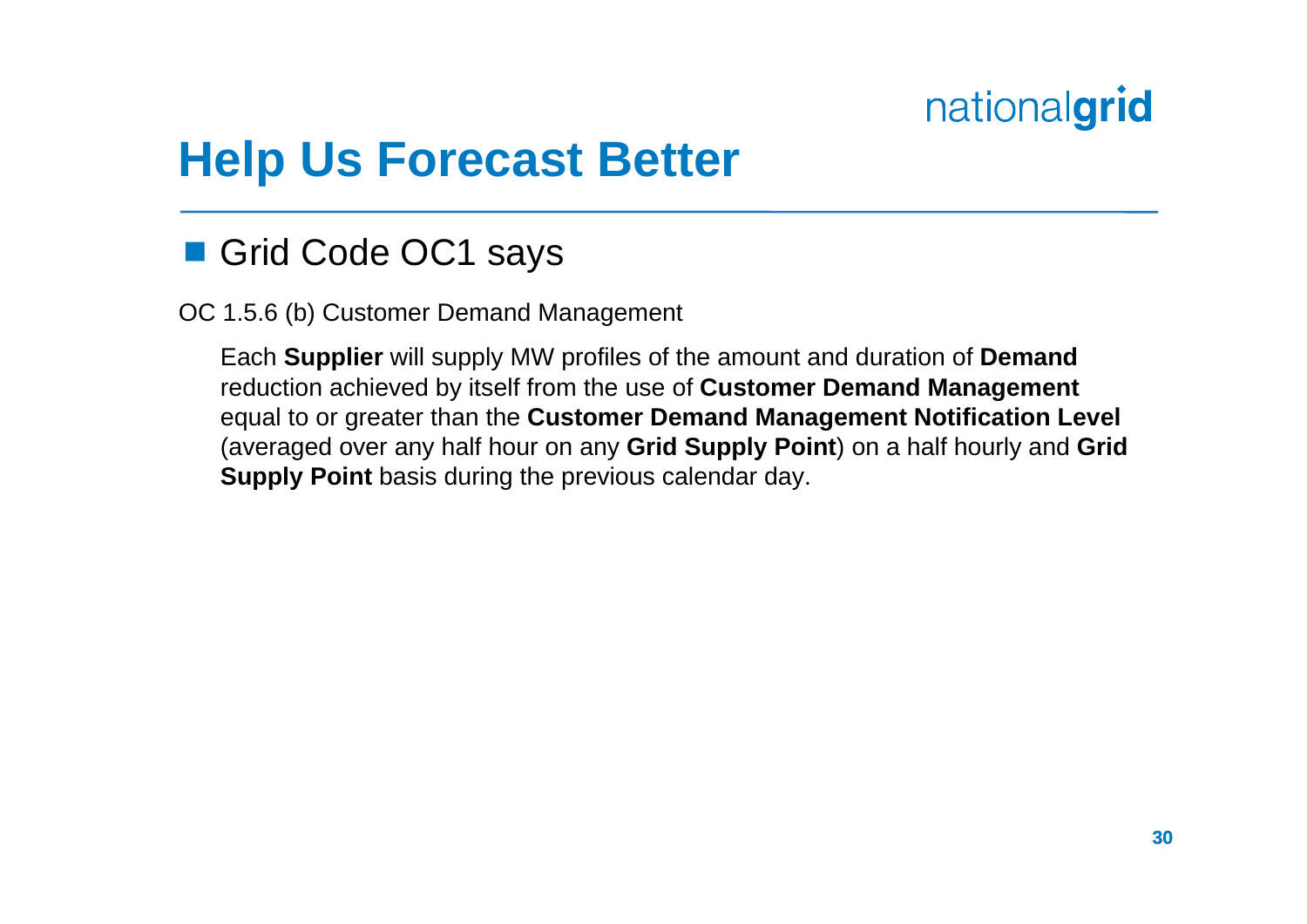# Help Us Forecast Better

- Grid Code OC1 says

OC 1.5.6 (b) Customer Demand Management

Each **Supplier** will supply MW profiles of the amount and duration of **Demand** reduction achieved by itself from the use of **Customer Demand Management** equal to or greater than the **Customer Demand Management Notification Level** (averaged over any half hour on any **Grid Supply Point**) on a half hourly and **Grid Supply Point** basis during the previous calendar day.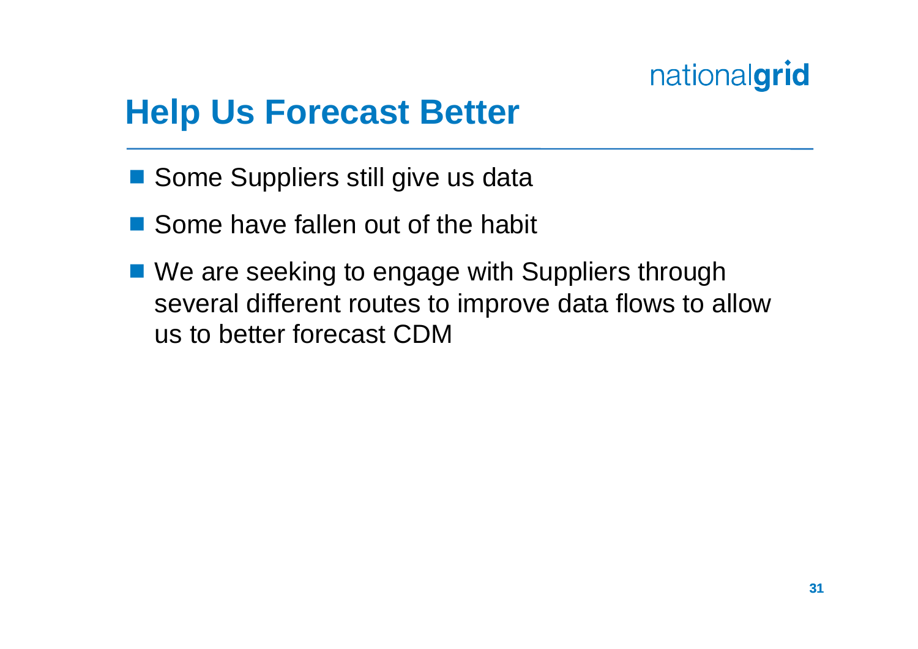# Help Us Forecast Better

- Some Suppliers still give us data
- Some have fallen out of the habit
- We are seeking to engage with Suppliers through several different routes to improve data flows to allow us to better forecast CDM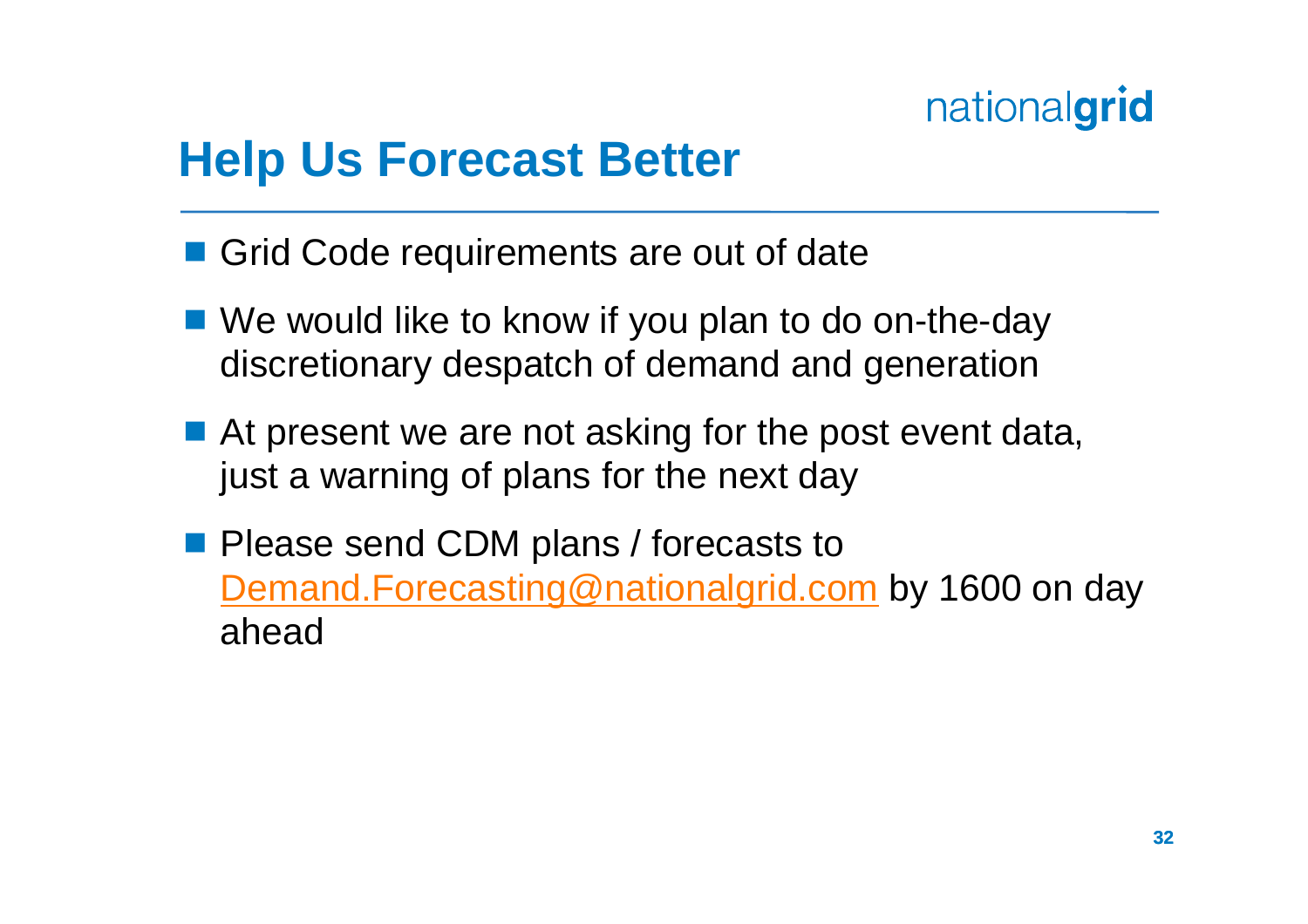# Help Us Forecast Better

- Grid Code requirements are out of date
- We would like to know if you plan to do on-the-day discretionary despatch of demand and generation
- At present we are not asking for the post event data, just a warning of plans for the next day
- Please send CDM plans / forecasts to Demand.Forecasting@nationalgrid.com by 1600 on day ahead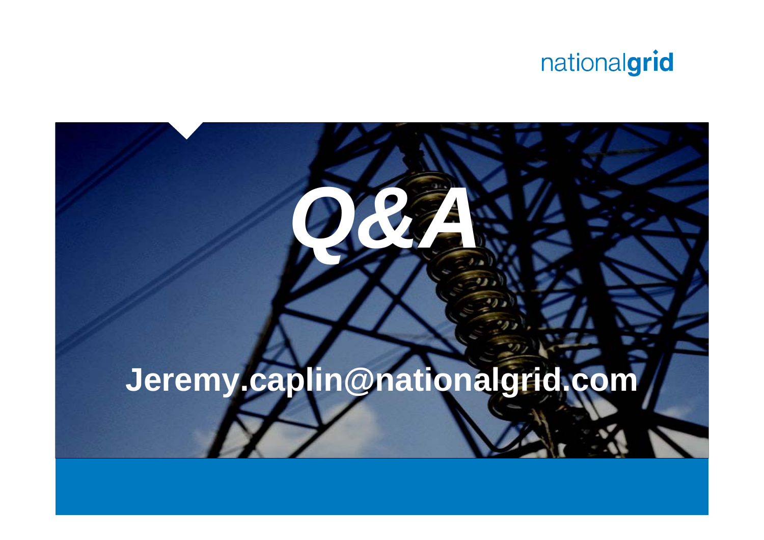nationalgrid

# *Q&A*

**Jeremy.caplin@nationalgrid.com**